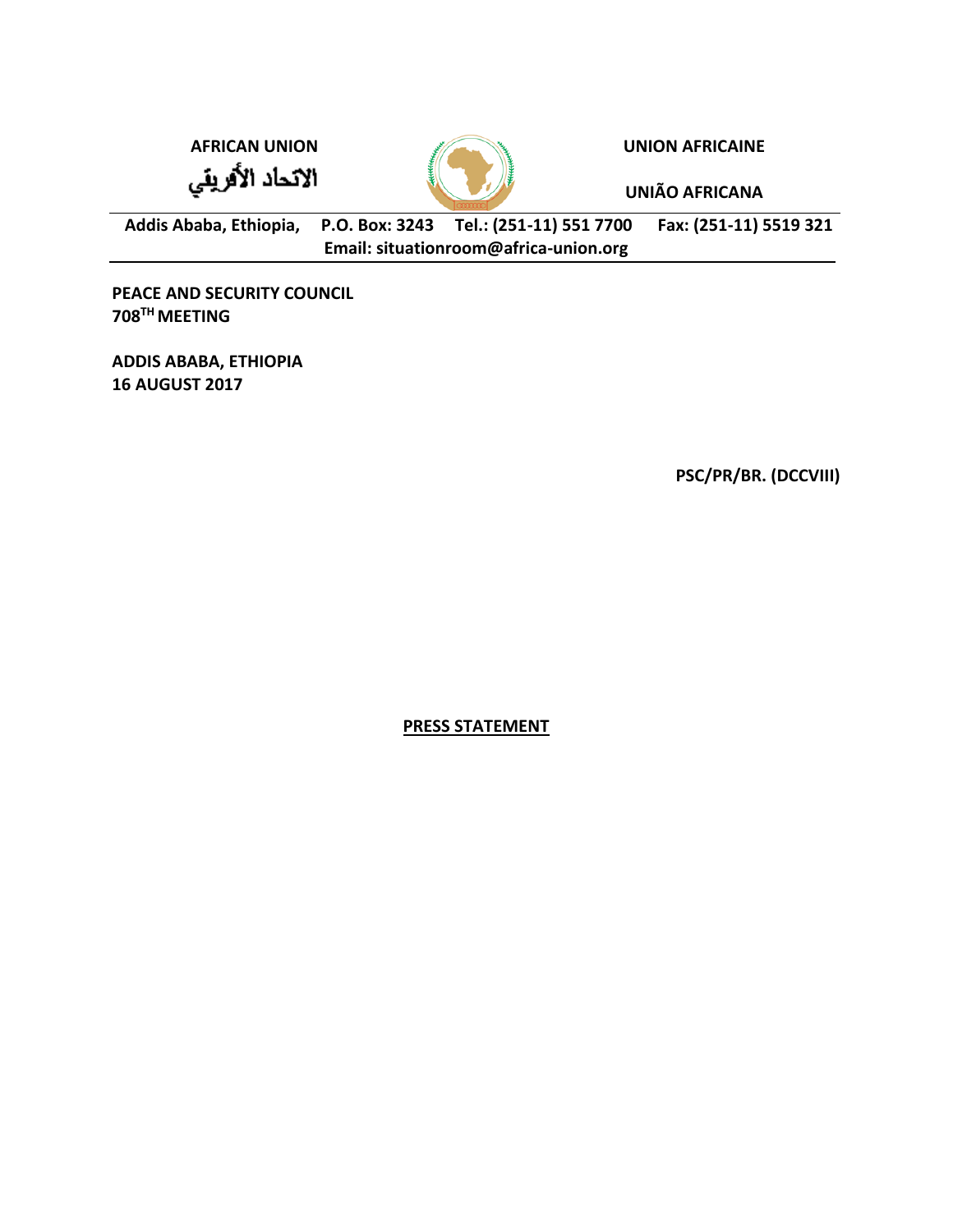**AFRICAN UNION**

الاتحاد الأفريقي

**UNION AFRICAINE**

**UNIÃO AFRICANA**

**Addis Ababa, Ethiopia, P.O. Box: 3243 Tel.: (251-11) 551 7700 Fax: (251-11) 5519 321**
**Email: situationroom@africa-union.org**

**PEACE AND SECURITY COUNCIL**
**708TH MEETING**

**ADDIS ABABA, ETHIOPIA**
**16 AUGUST 2017**

**PSC/PR/BR. (DCCVIII)**

**PRESS STATEMENT**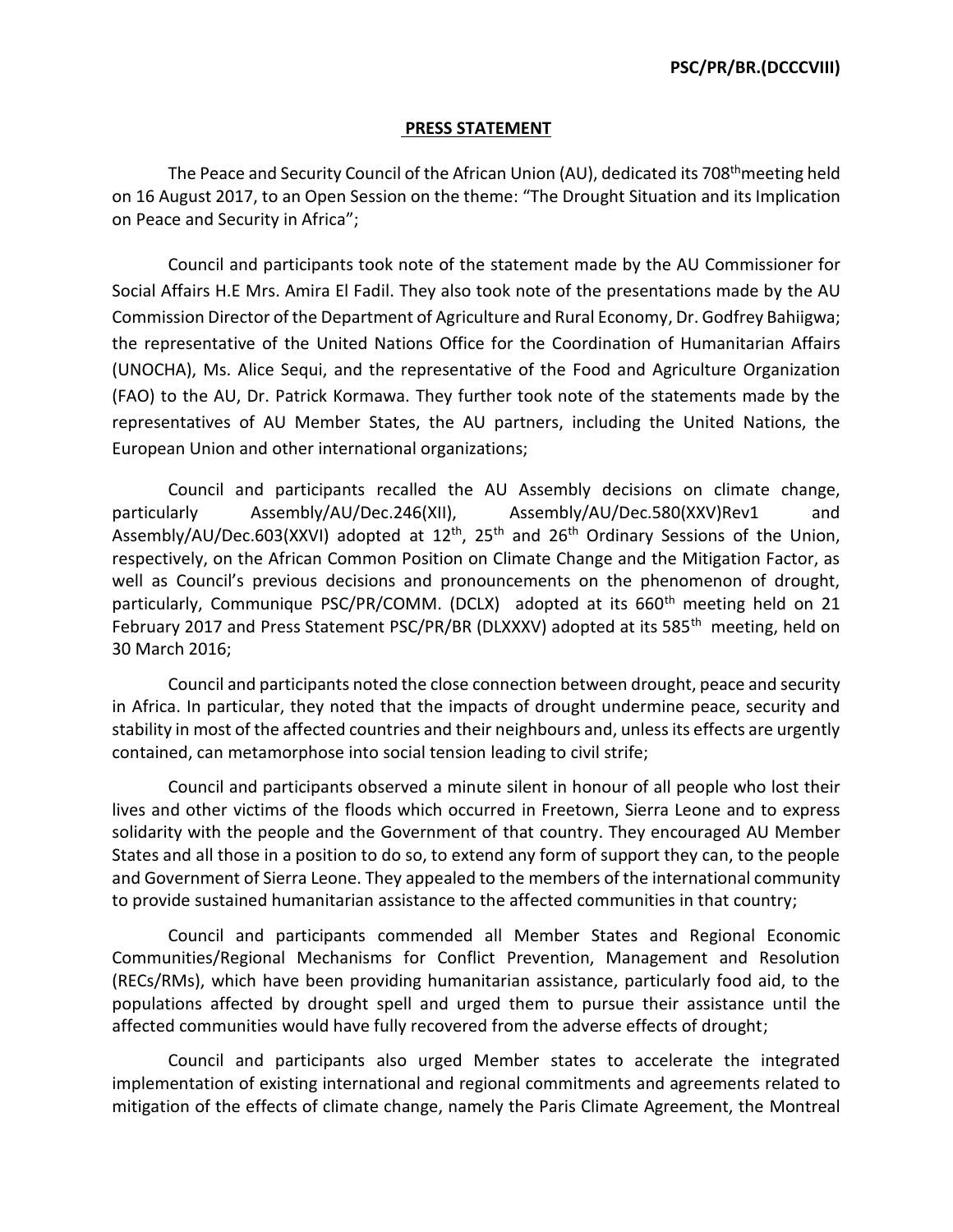**PSC/PR/BR.(DCCCVIII)**

**PRESS STATEMENT**

The Peace and Security Council of the African Union (AU), dedicated its 708th meeting held on 16 August 2017, to an Open Session on the theme: "The Drought Situation and its Implication on Peace and Security in Africa";

Council and participants took note of the statement made by the AU Commissioner for Social Affairs H.E Mrs. Amira El Fadil. They also took note of the presentations made by the AU Commission Director of the Department of Agriculture and Rural Economy, Dr. Godfrey Bahiigwa; the representative of the United Nations Office for the Coordination of Humanitarian Affairs (UNOCHA), Ms. Alice Sequi, and the representative of the Food and Agriculture Organization (FAO) to the AU, Dr. Patrick Kormawa. They further took note of the statements made by the representatives of AU Member States, the AU partners, including the United Nations, the European Union and other international organizations;

Council and participants recalled the AU Assembly decisions on climate change, particularly Assembly/AU/Dec.246(XII), Assembly/AU/Dec.580(XXV)Rev1 and Assembly/AU/Dec.603(XXVI) adopted at 12th, 25th and 26th Ordinary Sessions of the Union, respectively, on the African Common Position on Climate Change and the Mitigation Factor, as well as Council's previous decisions and pronouncements on the phenomenon of drought, particularly, Communique PSC/PR/COMM. (DCLX) adopted at its 660th meeting held on 21 February 2017 and Press Statement PSC/PR/BR (DLXXXV) adopted at its 585th meeting, held on 30 March 2016;

Council and participants noted the close connection between drought, peace and security in Africa. In particular, they noted that the impacts of drought undermine peace, security and stability in most of the affected countries and their neighbours and, unless its effects are urgently contained, can metamorphose into social tension leading to civil strife;

Council and participants observed a minute silent in honour of all people who lost their lives and other victims of the floods which occurred in Freetown, Sierra Leone and to express solidarity with the people and the Government of that country. They encouraged AU Member States and all those in a position to do so, to extend any form of support they can, to the people and Government of Sierra Leone. They appealed to the members of the international community to provide sustained humanitarian assistance to the affected communities in that country;

Council and participants commended all Member States and Regional Economic Communities/Regional Mechanisms for Conflict Prevention, Management and Resolution (RECs/RMs), which have been providing humanitarian assistance, particularly food aid, to the populations affected by drought spell and urged them to pursue their assistance until the affected communities would have fully recovered from the adverse effects of drought;

Council and participants also urged Member states to accelerate the integrated implementation of existing international and regional commitments and agreements related to mitigation of the effects of climate change, namely the Paris Climate Agreement, the Montreal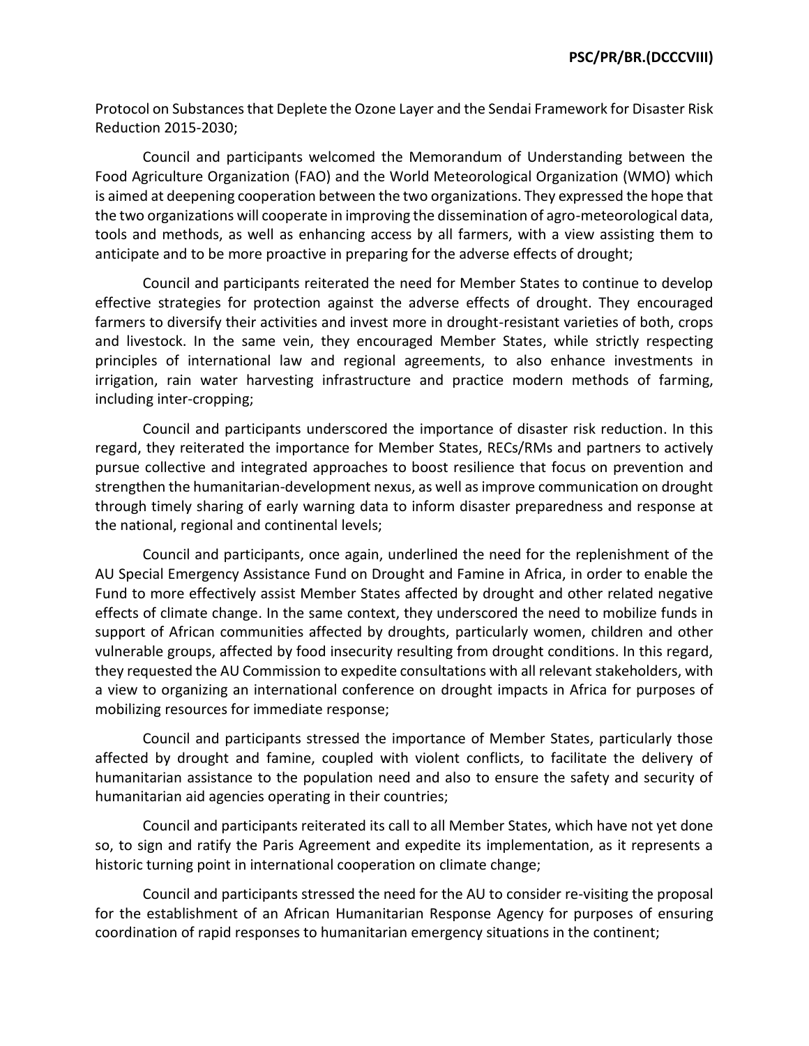Protocol on Substances that Deplete the Ozone Layer and the Sendai Framework for Disaster Risk Reduction 2015-2030;

Council and participants welcomed the Memorandum of Understanding between the Food Agriculture Organization (FAO) and the World Meteorological Organization (WMO) which is aimed at deepening cooperation between the two organizations. They expressed the hope that the two organizations will cooperate in improving the dissemination of agro-meteorological data, tools and methods, as well as enhancing access by all farmers, with a view assisting them to anticipate and to be more proactive in preparing for the adverse effects of drought;

Council and participants reiterated the need for Member States to continue to develop effective strategies for protection against the adverse effects of drought. They encouraged farmers to diversify their activities and invest more in drought-resistant varieties of both, crops and livestock. In the same vein, they encouraged Member States, while strictly respecting principles of international law and regional agreements, to also enhance investments in irrigation, rain water harvesting infrastructure and practice modern methods of farming, including inter-cropping;

Council and participants underscored the importance of disaster risk reduction. In this regard, they reiterated the importance for Member States, RECs/RMs and partners to actively pursue collective and integrated approaches to boost resilience that focus on prevention and strengthen the humanitarian-development nexus, as well as improve communication on drought through timely sharing of early warning data to inform disaster preparedness and response at the national, regional and continental levels;

Council and participants, once again, underlined the need for the replenishment of the AU Special Emergency Assistance Fund on Drought and Famine in Africa, in order to enable the Fund to more effectively assist Member States affected by drought and other related negative effects of climate change. In the same context, they underscored the need to mobilize funds in support of African communities affected by droughts, particularly women, children and other vulnerable groups, affected by food insecurity resulting from drought conditions. In this regard, they requested the AU Commission to expedite consultations with all relevant stakeholders, with a view to organizing an international conference on drought impacts in Africa for purposes of mobilizing resources for immediate response;

Council and participants stressed the importance of Member States, particularly those affected by drought and famine, coupled with violent conflicts, to facilitate the delivery of humanitarian assistance to the population need and also to ensure the safety and security of humanitarian aid agencies operating in their countries;

Council and participants reiterated its call to all Member States, which have not yet done so, to sign and ratify the Paris Agreement and expedite its implementation, as it represents a historic turning point in international cooperation on climate change;

Council and participants stressed the need for the AU to consider re-visiting the proposal for the establishment of an African Humanitarian Response Agency for purposes of ensuring coordination of rapid responses to humanitarian emergency situations in the continent;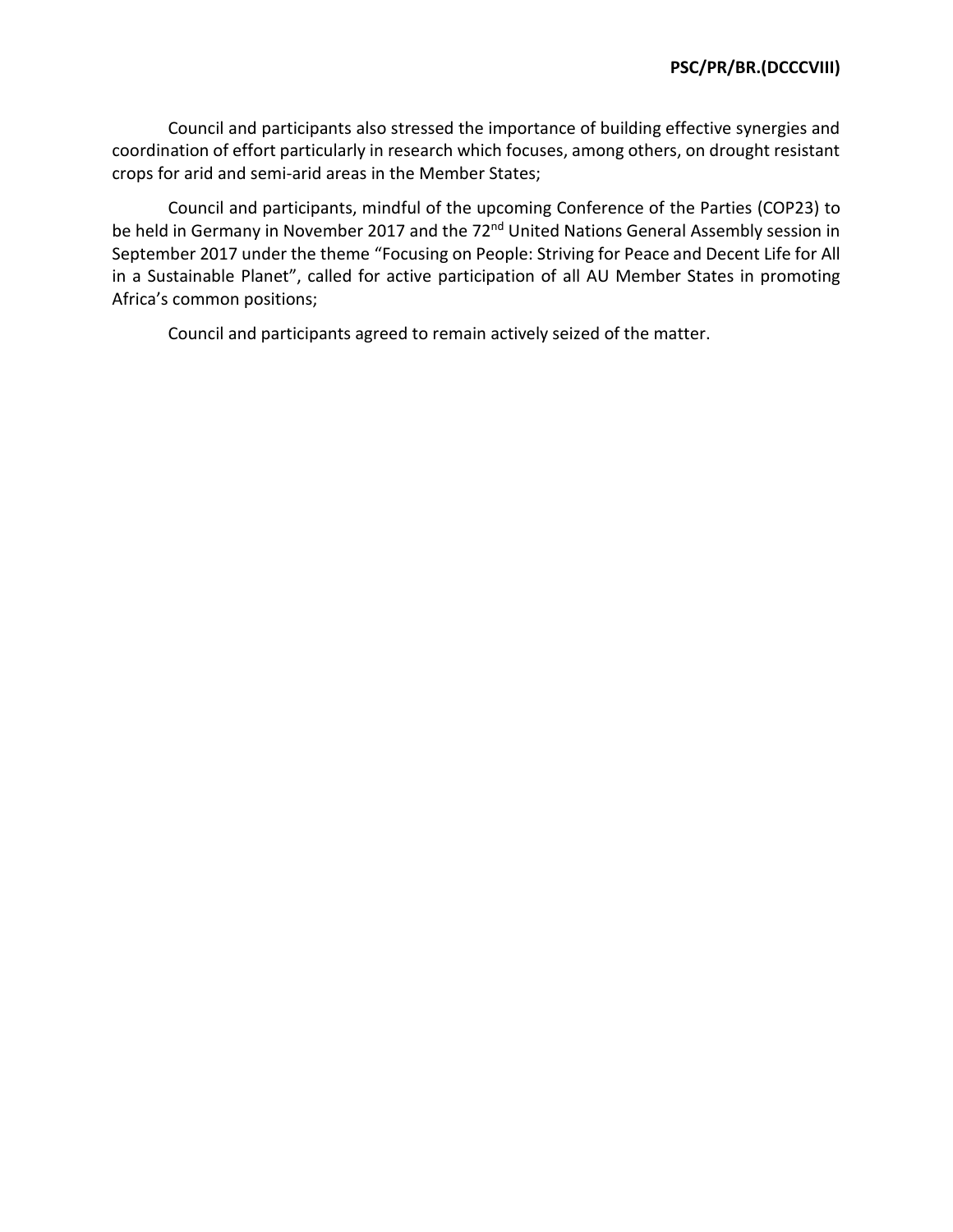Council and participants also stressed the importance of building effective synergies and coordination of effort particularly in research which focuses, among others, on drought resistant crops for arid and semi-arid areas in the Member States;

Council and participants, mindful of the upcoming Conference of the Parties (COP23) to be held in Germany in November 2017 and the 72nd United Nations General Assembly session in September 2017 under the theme "Focusing on People: Striving for Peace and Decent Life for All in a Sustainable Planet", called for active participation of all AU Member States in promoting Africa's common positions;

Council and participants agreed to remain actively seized of the matter.